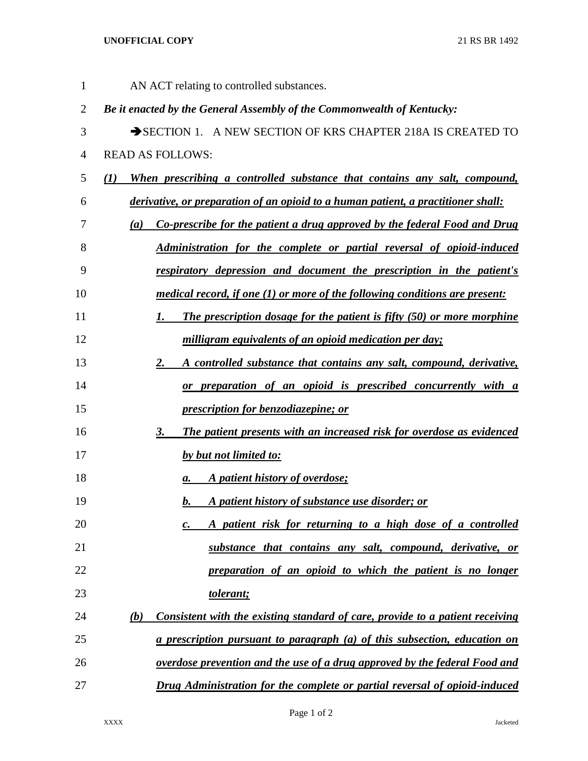AN ACT relating to controlled substances.

***Be it enacted by the General Assembly of the Commonwealth of Kentucky:***

➔SECTION 1. A NEW SECTION OF KRS CHAPTER 218A IS CREATED TO READ AS FOLLOWS:

***(1) When prescribing a controlled substance that contains any salt, compound, derivative, or preparation of an opioid to a human patient, a practitioner shall:***

***(a) Co-prescribe for the patient a drug approved by the federal Food and Drug Administration for the complete or partial reversal of opioid-induced respiratory depression and document the prescription in the patient's medical record, if one (1) or more of the following conditions are present:***

***1. The prescription dosage for the patient is fifty (50) or more morphine milligram equivalents of an opioid medication per day;***

***2. A controlled substance that contains any salt, compound, derivative, or preparation of an opioid is prescribed concurrently with a prescription for benzodiazepine; or***

***3. The patient presents with an increased risk for overdose as evidenced by but not limited to:***

***a. A patient history of overdose;***

***b. A patient history of substance use disorder; or***

***c. A patient risk for returning to a high dose of a controlled substance that contains any salt, compound, derivative, or preparation of an opioid to which the patient is no longer tolerant;***

***(b) Consistent with the existing standard of care, provide to a patient receiving a prescription pursuant to paragraph (a) of this subsection, education on overdose prevention and the use of a drug approved by the federal Food and Drug Administration for the complete or partial reversal of opioid-induced***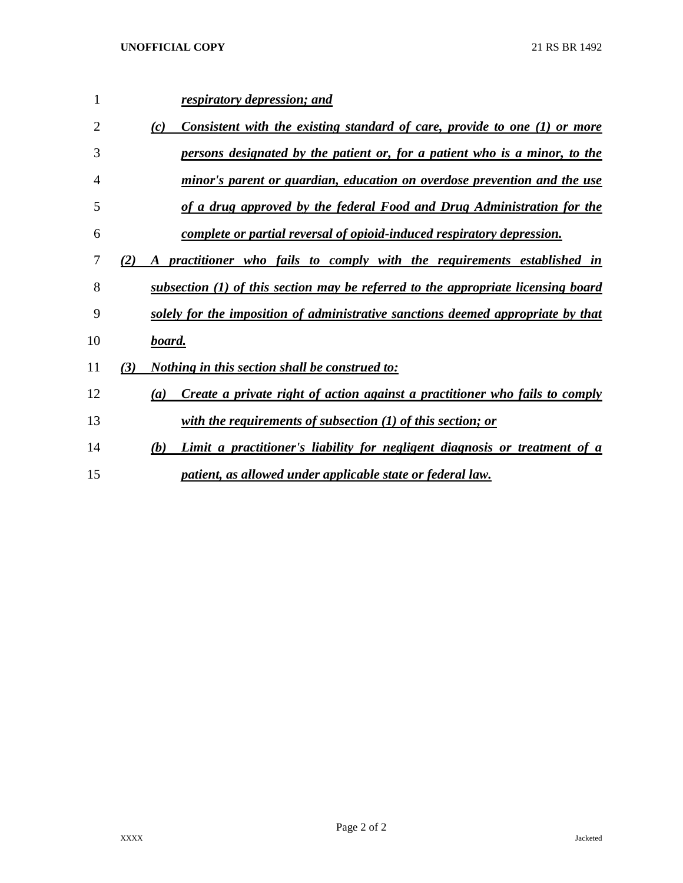***respiratory depression; and***

***(c) Consistent with the existing standard of care, provide to one (1) or more persons designated by the patient or, for a patient who is a minor, to the minor's parent or guardian, education on overdose prevention and the use of a drug approved by the federal Food and Drug Administration for the complete or partial reversal of opioid-induced respiratory depression.***

***(2) A practitioner who fails to comply with the requirements established in subsection (1) of this section may be referred to the appropriate licensing board solely for the imposition of administrative sanctions deemed appropriate by that board.***

***(3) Nothing in this section shall be construed to:***

***(a) Create a private right of action against a practitioner who fails to comply with the requirements of subsection (1) of this section; or***

***(b) Limit a practitioner's liability for negligent diagnosis or treatment of a patient, as allowed under applicable state or federal law.***